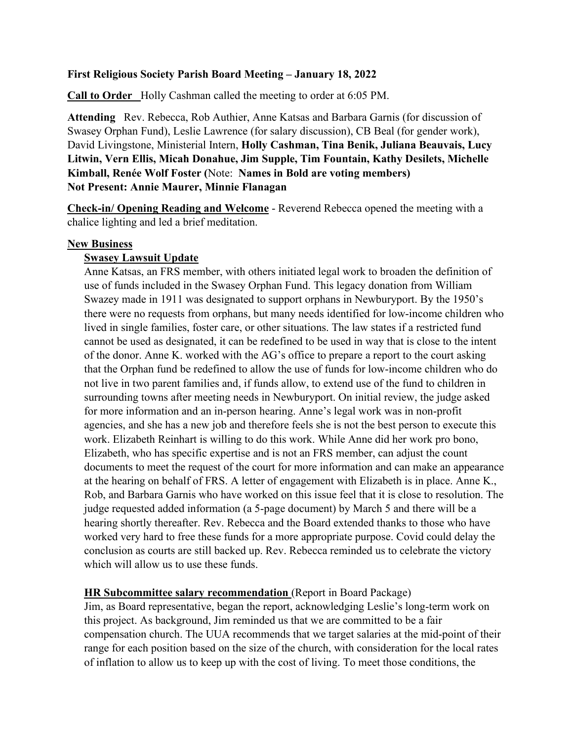**First Religious Society Parish Board Meeting – January 18, 2022**

**Call to Order** Holly Cashman called the meeting to order at 6:05 PM.

**Attending** Rev. Rebecca, Rob Authier, Anne Katsas and Barbara Garnis (for discussion of Swasey Orphan Fund), Leslie Lawrence (for salary discussion), CB Beal (for gender work), David Livingstone, Ministerial Intern, **Holly Cashman, Tina Benik, Juliana Beauvais, Lucy Litwin, Vern Ellis, Micah Donahue, Jim Supple, Tim Fountain, Kathy Desilets, Michelle Kimball, Renée Wolf Foster (**Note: **Names in Bold are voting members)**
**Not Present: Annie Maurer, Minnie Flanagan**

**Check-in/ Opening Reading and Welcome** - Reverend Rebecca opened the meeting with a chalice lighting and led a brief meditation.

**New Business**

**Swasey Lawsuit Update**

Anne Katsas, an FRS member, with others initiated legal work to broaden the definition of use of funds included in the Swasey Orphan Fund. This legacy donation from William Swazey made in 1911 was designated to support orphans in Newburyport. By the 1950's there were no requests from orphans, but many needs identified for low-income children who lived in single families, foster care, or other situations. The law states if a restricted fund cannot be used as designated, it can be redefined to be used in way that is close to the intent of the donor. Anne K. worked with the AG's office to prepare a report to the court asking that the Orphan fund be redefined to allow the use of funds for low-income children who do not live in two parent families and, if funds allow, to extend use of the fund to children in surrounding towns after meeting needs in Newburyport. On initial review, the judge asked for more information and an in-person hearing. Anne's legal work was in non-profit agencies, and she has a new job and therefore feels she is not the best person to execute this work. Elizabeth Reinhart is willing to do this work. While Anne did her work pro bono, Elizabeth, who has specific expertise and is not an FRS member, can adjust the count documents to meet the request of the court for more information and can make an appearance at the hearing on behalf of FRS. A letter of engagement with Elizabeth is in place. Anne K., Rob, and Barbara Garnis who have worked on this issue feel that it is close to resolution. The judge requested added information (a 5-page document) by March 5 and there will be a hearing shortly thereafter. Rev. Rebecca and the Board extended thanks to those who have worked very hard to free these funds for a more appropriate purpose. Covid could delay the conclusion as courts are still backed up. Rev. Rebecca reminded us to celebrate the victory which will allow us to use these funds.

**HR Subcommittee salary recommendation** (Report in Board Package)

Jim, as Board representative, began the report, acknowledging Leslie's long-term work on this project. As background, Jim reminded us that we are committed to be a fair compensation church. The UUA recommends that we target salaries at the mid-point of their range for each position based on the size of the church, with consideration for the local rates of inflation to allow us to keep up with the cost of living. To meet those conditions, the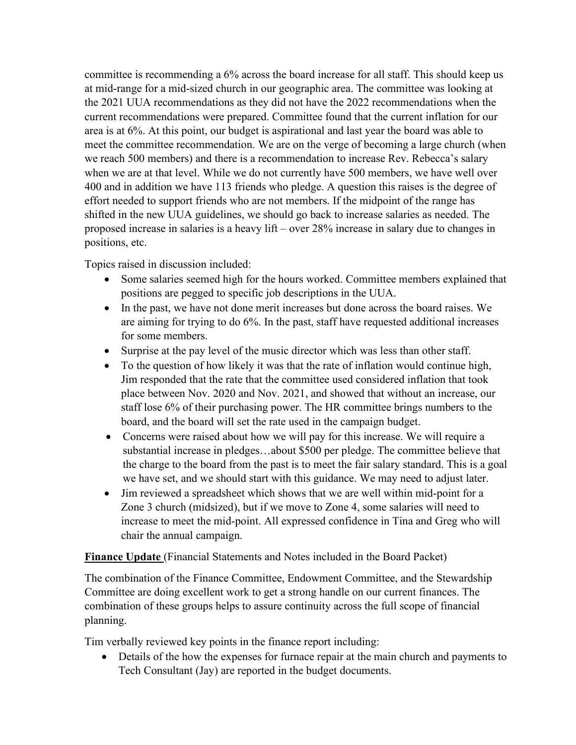committee is recommending a 6% across the board increase for all staff. This should keep us at mid-range for a mid-sized church in our geographic area. The committee was looking at the 2021 UUA recommendations as they did not have the 2022 recommendations when the current recommendations were prepared. Committee found that the current inflation for our area is at 6%. At this point, our budget is aspirational and last year the board was able to meet the committee recommendation. We are on the verge of becoming a large church (when we reach 500 members) and there is a recommendation to increase Rev. Rebecca's salary when we are at that level. While we do not currently have 500 members, we have well over 400 and in addition we have 113 friends who pledge. A question this raises is the degree of effort needed to support friends who are not members. If the midpoint of the range has shifted in the new UUA guidelines, we should go back to increase salaries as needed. The proposed increase in salaries is a heavy lift – over 28% increase in salary due to changes in positions, etc.

Topics raised in discussion included:

- Some salaries seemed high for the hours worked. Committee members explained that positions are pegged to specific job descriptions in the UUA.
- In the past, we have not done merit increases but done across the board raises. We are aiming for trying to do 6%. In the past, staff have requested additional increases for some members.
- Surprise at the pay level of the music director which was less than other staff.
- To the question of how likely it was that the rate of inflation would continue high, Jim responded that the rate that the committee used considered inflation that took place between Nov. 2020 and Nov. 2021, and showed that without an increase, our staff lose 6% of their purchasing power. The HR committee brings numbers to the board, and the board will set the rate used in the campaign budget.
- Concerns were raised about how we will pay for this increase. We will require a substantial increase in pledges…about $500 per pledge. The committee believe that the charge to the board from the past is to meet the fair salary standard. This is a goal we have set, and we should start with this guidance. We may need to adjust later.
- Jim reviewed a spreadsheet which shows that we are well within mid-point for a Zone 3 church (midsized), but if we move to Zone 4, some salaries will need to increase to meet the mid-point. All expressed confidence in Tina and Greg who will chair the annual campaign.

**Finance Update** (Financial Statements and Notes included in the Board Packet)

The combination of the Finance Committee, Endowment Committee, and the Stewardship Committee are doing excellent work to get a strong handle on our current finances. The combination of these groups helps to assure continuity across the full scope of financial planning.

Tim verbally reviewed key points in the finance report including:

- Details of the how the expenses for furnace repair at the main church and payments to Tech Consultant (Jay) are reported in the budget documents.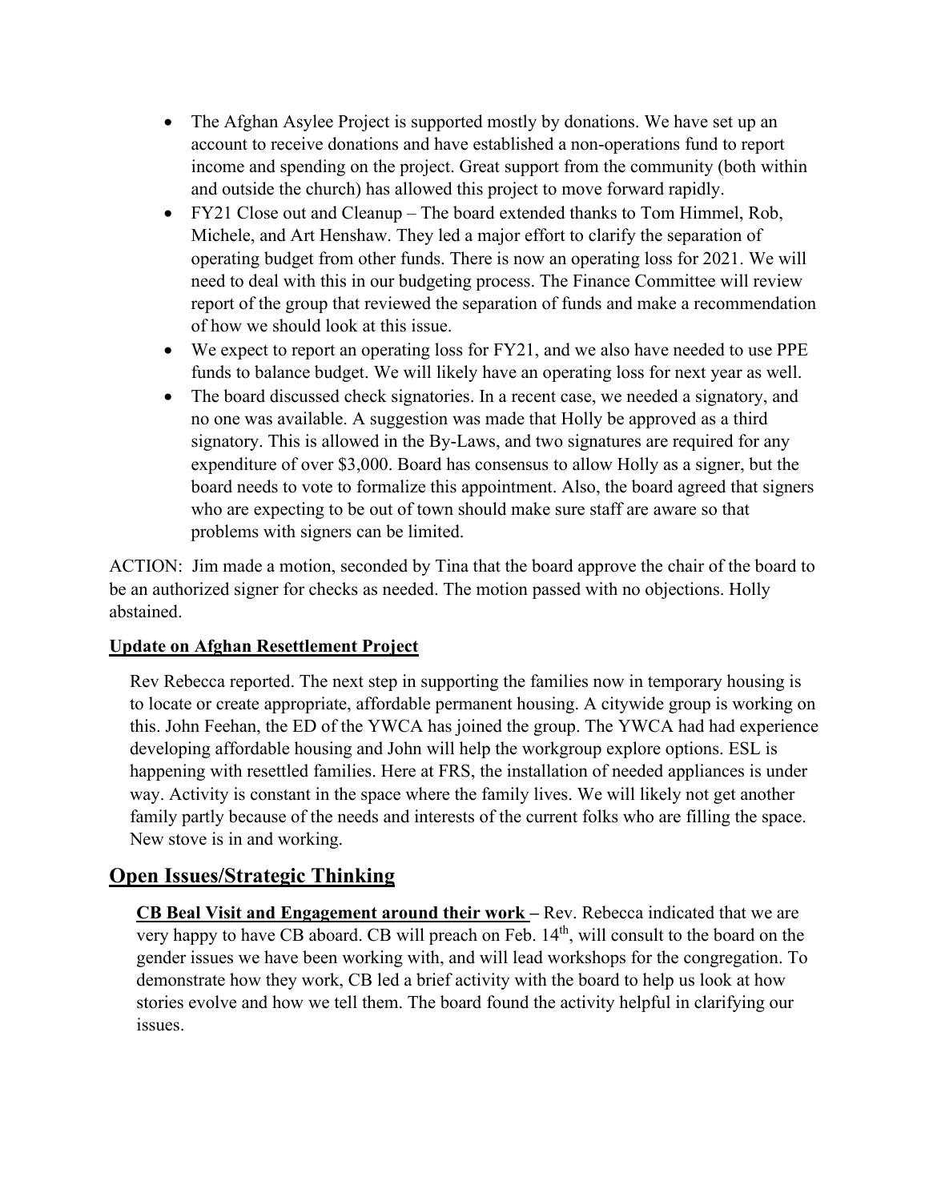- The Afghan Asylee Project is supported mostly by donations. We have set up an account to receive donations and have established a non-operations fund to report income and spending on the project. Great support from the community (both within and outside the church) has allowed this project to move forward rapidly.
- FY21 Close out and Cleanup – The board extended thanks to Tom Himmel, Rob, Michele, and Art Henshaw. They led a major effort to clarify the separation of operating budget from other funds. There is now an operating loss for 2021. We will need to deal with this in our budgeting process. The Finance Committee will review report of the group that reviewed the separation of funds and make a recommendation of how we should look at this issue.
- We expect to report an operating loss for FY21, and we also have needed to use PPE funds to balance budget. We will likely have an operating loss for next year as well.
- The board discussed check signatories. In a recent case, we needed a signatory, and no one was available. A suggestion was made that Holly be approved as a third signatory. This is allowed in the By-Laws, and two signatures are required for any expenditure of over $3,000. Board has consensus to allow Holly as a signer, but the board needs to vote to formalize this appointment. Also, the board agreed that signers who are expecting to be out of town should make sure staff are aware so that problems with signers can be limited.

ACTION: Jim made a motion, seconded by Tina that the board approve the chair of the board to be an authorized signer for checks as needed. The motion passed with no objections. Holly abstained.

**Update on Afghan Resettlement Project**

Rev Rebecca reported. The next step in supporting the families now in temporary housing is to locate or create appropriate, affordable permanent housing. A citywide group is working on this. John Feehan, the ED of the YWCA has joined the group. The YWCA had had experience developing affordable housing and John will help the workgroup explore options. ESL is happening with resettled families. Here at FRS, the installation of needed appliances is under way. Activity is constant in the space where the family lives. We will likely not get another family partly because of the needs and interests of the current folks who are filling the space. New stove is in and working.

## Open Issues/Strategic Thinking

**CB Beal Visit and Engagement around their work** – Rev. Rebecca indicated that we are very happy to have CB aboard. CB will preach on Feb. 14th, will consult to the board on the gender issues we have been working with, and will lead workshops for the congregation. To demonstrate how they work, CB led a brief activity with the board to help us look at how stories evolve and how we tell them. The board found the activity helpful in clarifying our issues.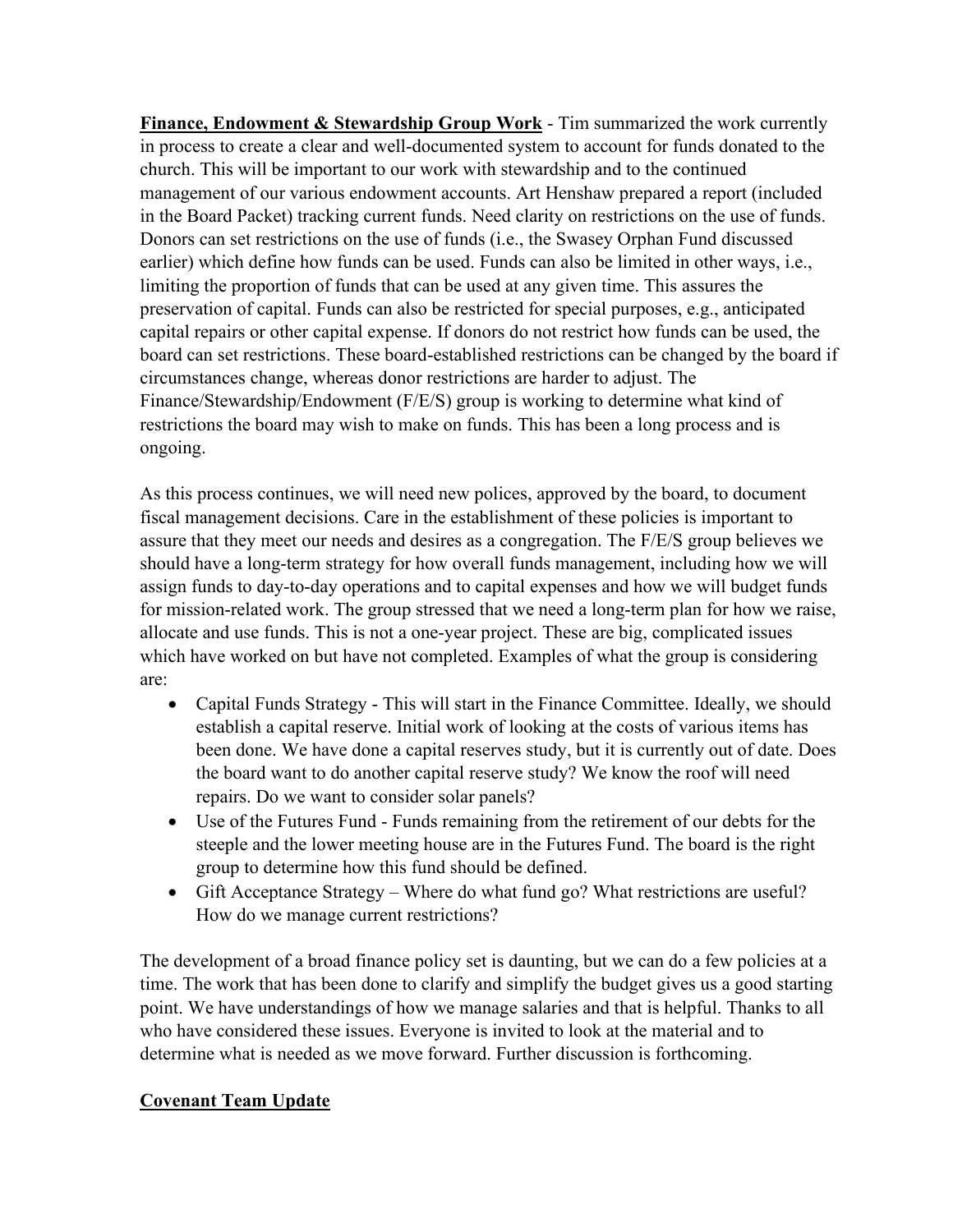**Finance, Endowment & Stewardship Group Work** - Tim summarized the work currently in process to create a clear and well-documented system to account for funds donated to the church. This will be important to our work with stewardship and to the continued management of our various endowment accounts. Art Henshaw prepared a report (included in the Board Packet) tracking current funds. Need clarity on restrictions on the use of funds. Donors can set restrictions on the use of funds (i.e., the Swasey Orphan Fund discussed earlier) which define how funds can be used. Funds can also be limited in other ways, i.e., limiting the proportion of funds that can be used at any given time. This assures the preservation of capital. Funds can also be restricted for special purposes, e.g., anticipated capital repairs or other capital expense. If donors do not restrict how funds can be used, the board can set restrictions. These board-established restrictions can be changed by the board if circumstances change, whereas donor restrictions are harder to adjust. The Finance/Stewardship/Endowment (F/E/S) group is working to determine what kind of restrictions the board may wish to make on funds. This has been a long process and is ongoing.

As this process continues, we will need new polices, approved by the board, to document fiscal management decisions. Care in the establishment of these policies is important to assure that they meet our needs and desires as a congregation. The F/E/S group believes we should have a long-term strategy for how overall funds management, including how we will assign funds to day-to-day operations and to capital expenses and how we will budget funds for mission-related work. The group stressed that we need a long-term plan for how we raise, allocate and use funds. This is not a one-year project. These are big, complicated issues which have worked on but have not completed. Examples of what the group is considering are:

- Capital Funds Strategy - This will start in the Finance Committee. Ideally, we should establish a capital reserve. Initial work of looking at the costs of various items has been done. We have done a capital reserves study, but it is currently out of date. Does the board want to do another capital reserve study? We know the roof will need repairs. Do we want to consider solar panels?
- Use of the Futures Fund - Funds remaining from the retirement of our debts for the steeple and the lower meeting house are in the Futures Fund. The board is the right group to determine how this fund should be defined.
- Gift Acceptance Strategy – Where do what fund go? What restrictions are useful? How do we manage current restrictions?

The development of a broad finance policy set is daunting, but we can do a few policies at a time. The work that has been done to clarify and simplify the budget gives us a good starting point. We have understandings of how we manage salaries and that is helpful. Thanks to all who have considered these issues. Everyone is invited to look at the material and to determine what is needed as we move forward. Further discussion is forthcoming.

**Covenant Team Update**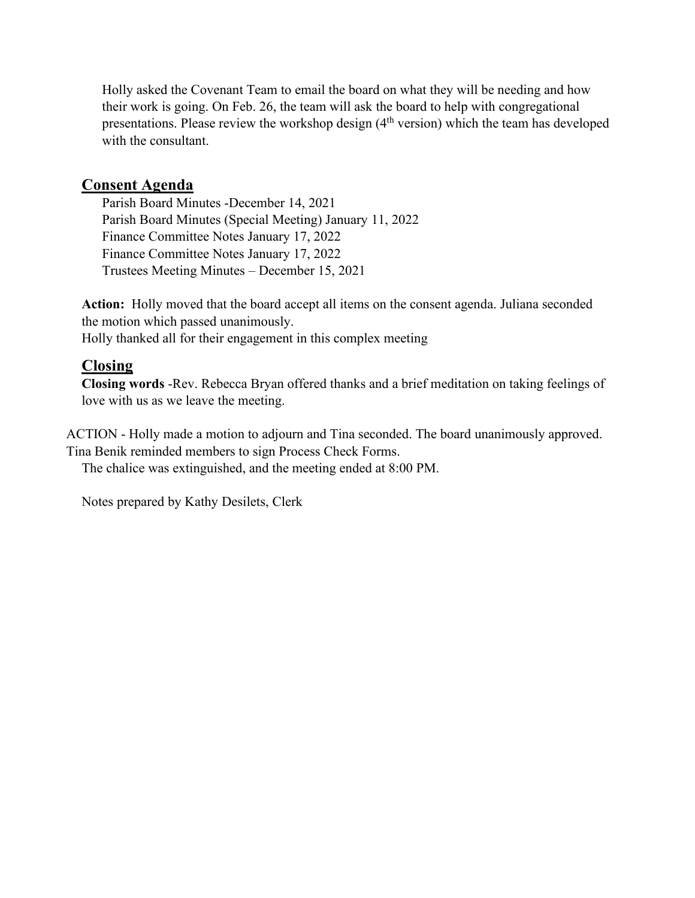Holly asked the Covenant Team to email the board on what they will be needing and how their work is going. On Feb. 26, the team will ask the board to help with congregational presentations. Please review the workshop design (4th version) which the team has developed with the consultant.

## Consent Agenda

Parish Board Minutes -December 14, 2021
Parish Board Minutes (Special Meeting) January 11, 2022
Finance Committee Notes January 17, 2022
Finance Committee Notes January 17, 2022
Trustees Meeting Minutes – December 15, 2021

**Action:** Holly moved that the board accept all items on the consent agenda. Juliana seconded the motion which passed unanimously.
Holly thanked all for their engagement in this complex meeting

## Closing

**Closing words** -Rev. Rebecca Bryan offered thanks and a brief meditation on taking feelings of love with us as we leave the meeting.

ACTION - Holly made a motion to adjourn and Tina seconded. The board unanimously approved.
Tina Benik reminded members to sign Process Check Forms.
The chalice was extinguished, and the meeting ended at 8:00 PM.

Notes prepared by Kathy Desilets, Clerk